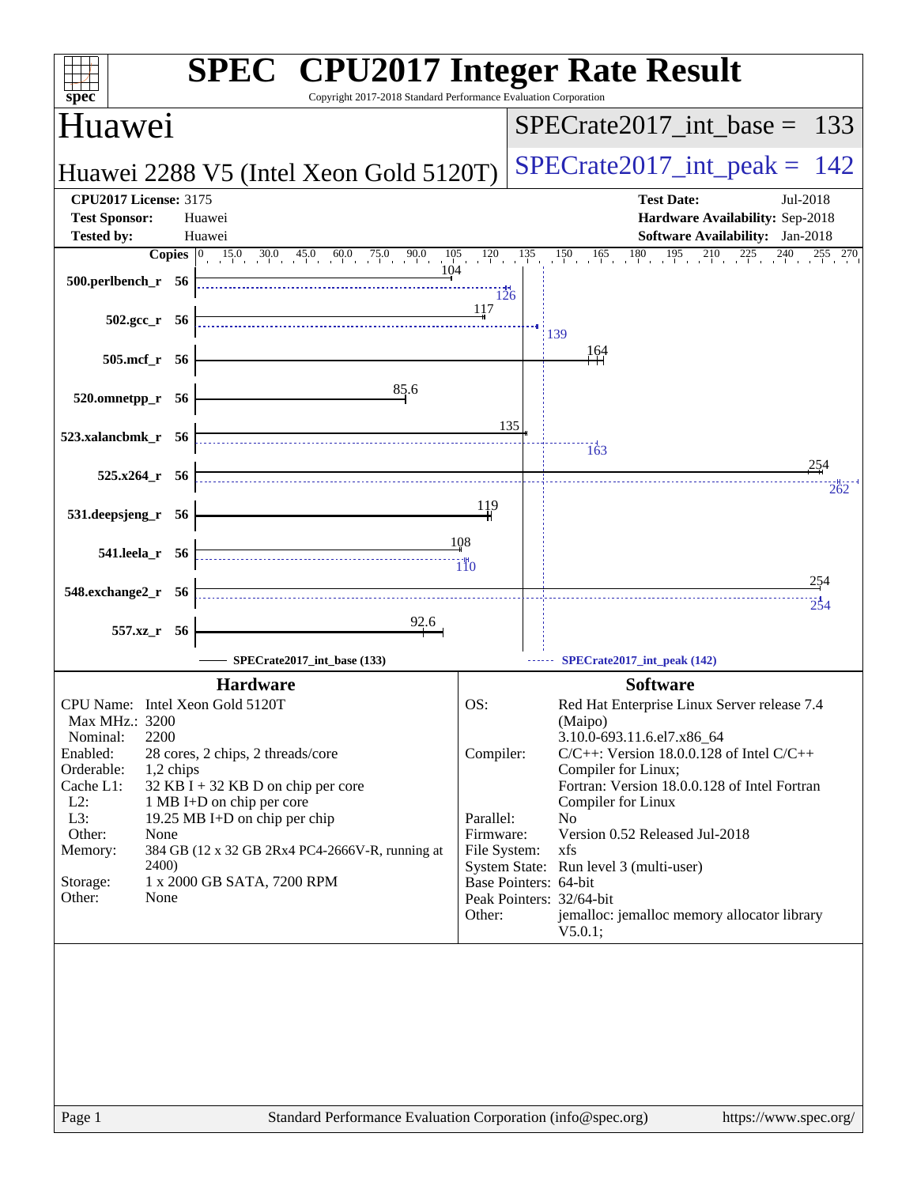# SPEC CPU2017 Integer Rate Result

Copyright 2017-2018 Standard Performance Evaluation Corporation

## Huawei

**Huawei 2288 V5 (Intel Xeon Gold 5120T)**

SPECrate2017_int_base = 133

SPECrate2017_int_peak = 142

| | | | |
|---|---|---|---|
| **CPU2017 License:** | 3175 | **Test Date:** | Jul-2018 |
| **Test Sponsor:** | Huawei | **Hardware Availability:** | Sep-2018 |
| **Tested by:** | Huawei | **Software Availability:** | Jan-2018 |

| Benchmark | Copies | Base | Peak |
|---|---|---|---|
| 500.perlbench_r | 56 | 104 | 126 |
| 502.gcc_r | 56 | 117 | 139 |
| 505.mcf_r | 56 | 164 | |
| 520.omnetpp_r | 56 | 85.6 | |
| 523.xalancbmk_r | 56 | 135 | 163 |
| 525.x264_r | 56 | 254 | 262 |
| 531.deepsjeng_r | 56 | 119 | |
| 541.leela_r | 56 | 108 | 110 |
| 548.exchange2_r | 56 | 254 | 254 |
| 557.xz_r | 56 | 92.6 | |

SPECrate2017_int_base (133) ------ SPECrate2017_int_peak (142)

## Hardware

| | |
|---|---|
| CPU Name: | Intel Xeon Gold 5120T |
| Max MHz.: | 3200 |
| Nominal: | 2200 |
| Enabled: | 28 cores, 2 chips, 2 threads/core |
| Orderable: | 1,2 chips |
| Cache L1: | 32 KB I + 32 KB D on chip per core |
| L2: | 1 MB I+D on chip per core |
| L3: | 19.25 MB I+D on chip per chip |
| Other: | None |
| Memory: | 384 GB (12 x 32 GB 2Rx4 PC4-2666V-R, running at 2400) |
| Storage: | 1 x 2000 GB SATA, 7200 RPM |
| Other: | None |

## Software

| | |
|---|---|
| OS: | Red Hat Enterprise Linux Server release 7.4 (Maipo) 3.10.0-693.11.6.el7.x86_64 |
| Compiler: | C/C++: Version 18.0.0.128 of Intel C/C++ Compiler for Linux; Fortran: Version 18.0.0.128 of Intel Fortran Compiler for Linux |
| Parallel: | No |
| Firmware: | Version 0.52 Released Jul-2018 |
| File System: | xfs |
| System State: | Run level 3 (multi-user) |
| Base Pointers: | 64-bit |
| Peak Pointers: | 32/64-bit |
| Other: | jemalloc: jemalloc memory allocator library V5.0.1; |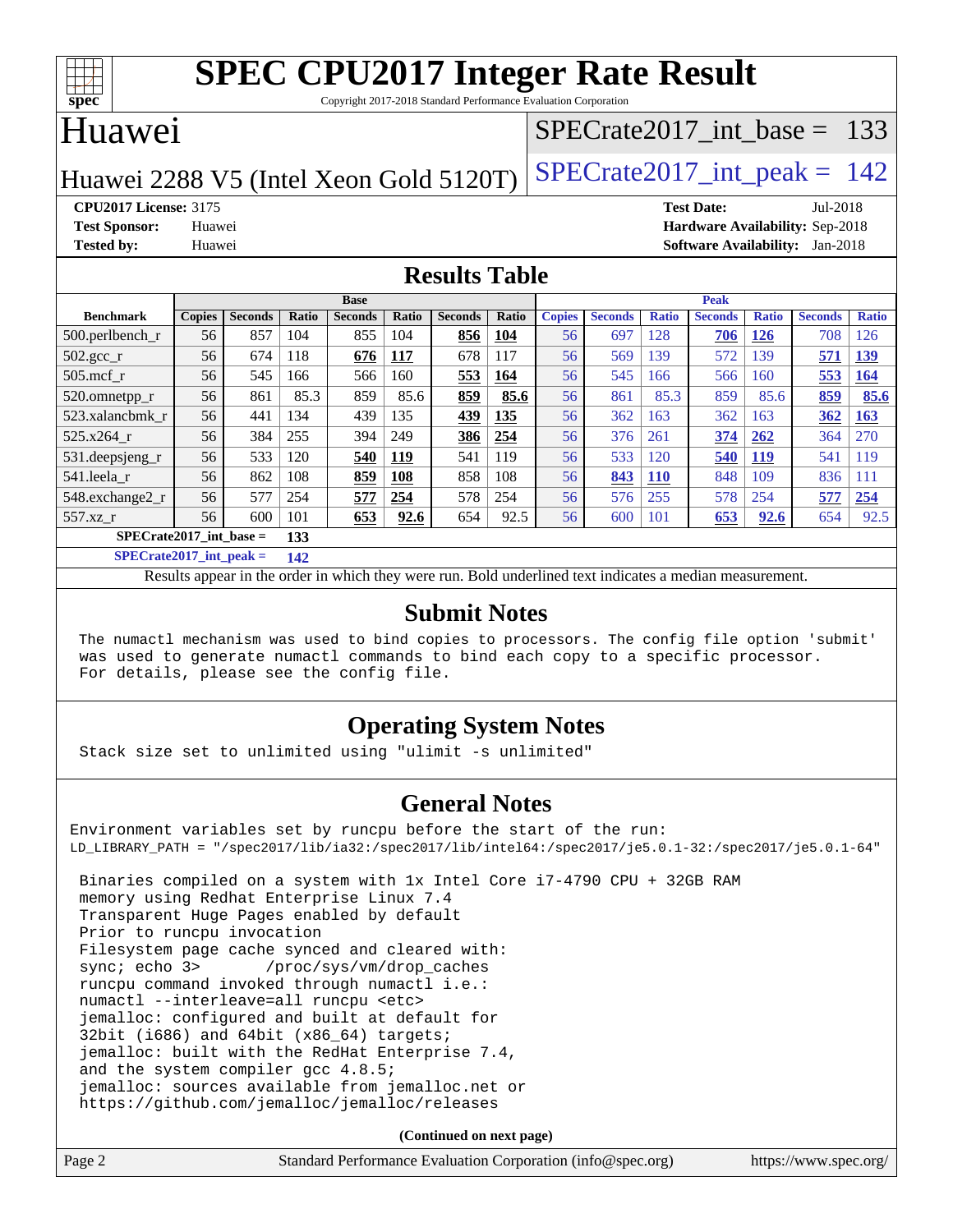# SPEC CPU2017 Integer Rate Result

Copyright 2017-2018 Standard Performance Evaluation Corporation

## Huawei

Huawei 2288 V5 (Intel Xeon Gold 5120T)

SPECrate2017_int_base = 133

SPECrate2017_int_peak = 142

**CPU2017 License:** 3175
**Test Sponsor:** Huawei
**Tested by:** Huawei

**Test Date:** Jul-2018
**Hardware Availability:** Sep-2018
**Software Availability:** Jan-2018

## Results Table

| | Base | | | | | | | Peak | | | | | | |
|---|---|---|---|---|---|---|---|---|---|---|---|---|---|---|
| **Benchmark** | **Copies** | **Seconds** | **Ratio** | **Seconds** | **Ratio** | **Seconds** | **Ratio** | **Copies** | **Seconds** | **Ratio** | **Seconds** | **Ratio** | **Seconds** | **Ratio** |
| 500.perlbench_r | 56 | 857 | 104 | 855 | 104 | **856** | **104** | 56 | 697 | 128 | **706** | **126** | 708 | 126 |
| 502.gcc_r | 56 | 674 | 118 | **676** | **117** | 678 | 117 | 56 | 569 | 139 | 572 | 139 | **571** | **139** |
| 505.mcf_r | 56 | 545 | 166 | 566 | 160 | **553** | **164** | 56 | 545 | 166 | 566 | 160 | **553** | **164** |
| 520.omnetpp_r | 56 | 861 | 85.3 | 859 | 85.6 | **859** | **85.6** | 56 | 861 | 85.3 | 859 | 85.6 | **859** | **85.6** |
| 523.xalancbmk_r | 56 | 441 | 134 | 439 | 135 | **439** | **135** | 56 | 362 | 163 | 362 | 163 | **362** | **163** |
| 525.x264_r | 56 | 384 | 255 | 394 | 249 | **386** | **254** | 56 | 376 | 261 | **374** | **262** | 364 | 270 |
| 531.deepsjeng_r | 56 | 533 | 120 | **540** | **119** | 541 | 119 | 56 | 533 | 120 | **540** | **119** | 541 | 119 |
| 541.leela_r | 56 | 862 | 108 | **859** | **108** | 858 | 108 | 56 | **843** | **110** | 848 | 109 | 836 | 111 |
| 548.exchange2_r | 56 | 577 | 254 | **577** | **254** | 578 | 254 | 56 | 576 | 255 | 578 | 254 | **577** | **254** |
| 557.xz_r | 56 | 600 | 101 | **653** | **92.6** | 654 | 92.5 | 56 | 600 | 101 | **653** | **92.6** | 654 | 92.5 |

**SPECrate2017_int_base =** **133**

**SPECrate2017_int_peak =** **142**

Results appear in the order in which they were run. Bold underlined text indicates a median measurement.

## Submit Notes

```
The numactl mechanism was used to bind copies to processors. The config file option 'submit'
was used to generate numactl commands to bind each copy to a specific processor.
For details, please see the config file.
```

## Operating System Notes

```
Stack size set to unlimited using "ulimit -s unlimited"
```

## General Notes

```
Environment variables set by runcpu before the start of the run:
LD_LIBRARY_PATH = "/spec2017/lib/ia32:/spec2017/lib/intel64:/spec2017/je5.0.1-32:/spec2017/je5.0.1-64"

 Binaries compiled on a system with 1x Intel Core i7-4790 CPU + 32GB RAM
 memory using Redhat Enterprise Linux 7.4
 Transparent Huge Pages enabled by default
 Prior to runcpu invocation
 Filesystem page cache synced and cleared with:
 sync; echo 3>       /proc/sys/vm/drop_caches
 runcpu command invoked through numactl i.e.:
 numactl --interleave=all runcpu <etc>
 jemalloc: configured and built at default for
 32bit (i686) and 64bit (x86_64) targets;
 jemalloc: built with the RedHat Enterprise 7.4,
 and the system compiler gcc 4.8.5;
 jemalloc: sources available from jemalloc.net or
 https://github.com/jemalloc/jemalloc/releases
```

**(Continued on next page)**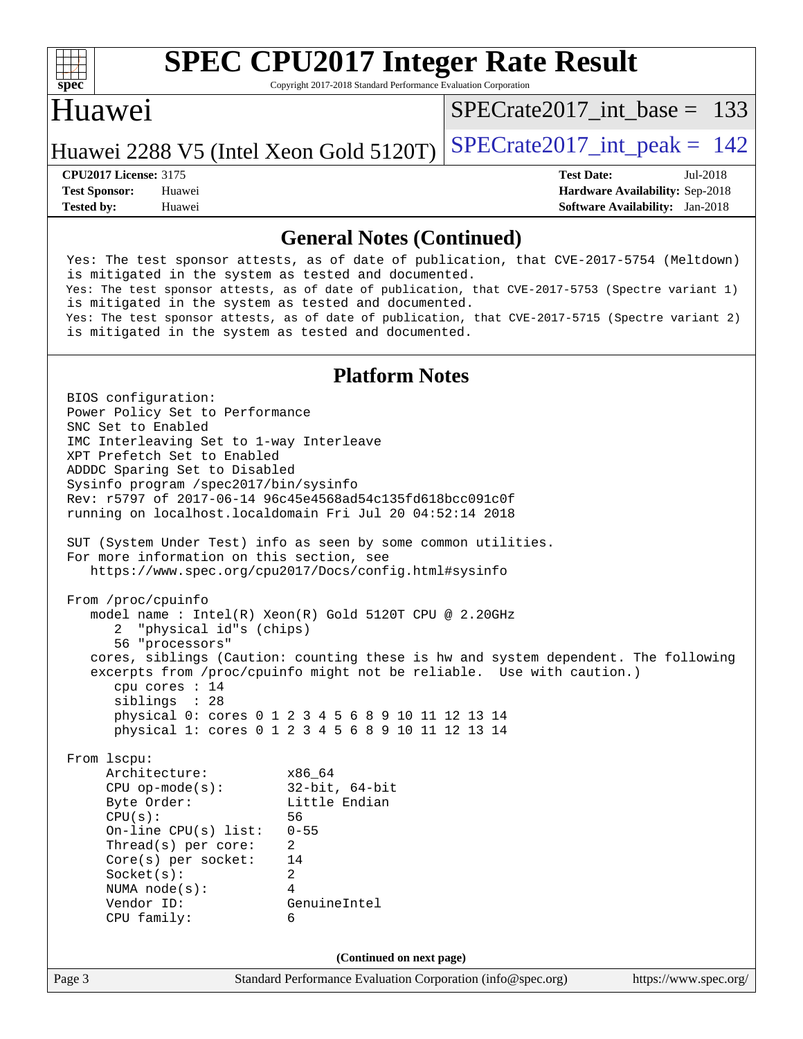## General Notes (Continued)

```
Yes: The test sponsor attests, as of date of publication, that CVE-2017-5754 (Meltdown)
is mitigated in the system as tested and documented.
Yes: The test sponsor attests, as of date of publication, that CVE-2017-5753 (Spectre variant 1)
is mitigated in the system as tested and documented.
Yes: The test sponsor attests, as of date of publication, that CVE-2017-5715 (Spectre variant 2)
is mitigated in the system as tested and documented.
```

## Platform Notes

```
BIOS configuration:
Power Policy Set to Performance
SNC Set to Enabled
IMC Interleaving Set to 1-way Interleave
XPT Prefetch Set to Enabled
ADDDC Sparing Set to Disabled
Sysinfo program /spec2017/bin/sysinfo
Rev: r5797 of 2017-06-14 96c45e4568ad54c135fd618bcc091c0f
running on localhost.localdomain Fri Jul 20 04:52:14 2018

SUT (System Under Test) info as seen by some common utilities.
For more information on this section, see
   https://www.spec.org/cpu2017/Docs/config.html#sysinfo

From /proc/cpuinfo
   model name : Intel(R) Xeon(R) Gold 5120T CPU @ 2.20GHz
      2  "physical id"s (chips)
      56 "processors"
   cores, siblings (Caution: counting these is hw and system dependent. The following
   excerpts from /proc/cpuinfo might not be reliable.  Use with caution.)
      cpu cores : 14
      siblings  : 28
      physical 0: cores 0 1 2 3 4 5 6 8 9 10 11 12 13 14
      physical 1: cores 0 1 2 3 4 5 6 8 9 10 11 12 13 14

From lscpu:
     Architecture:          x86_64
     CPU op-mode(s):        32-bit, 64-bit
     Byte Order:            Little Endian
     CPU(s):                56
     On-line CPU(s) list:   0-55
     Thread(s) per core:    2
     Core(s) per socket:    14
     Socket(s):             2
     NUMA node(s):          4
     Vendor ID:             GenuineIntel
     CPU family:            6
```

(Continued on next page)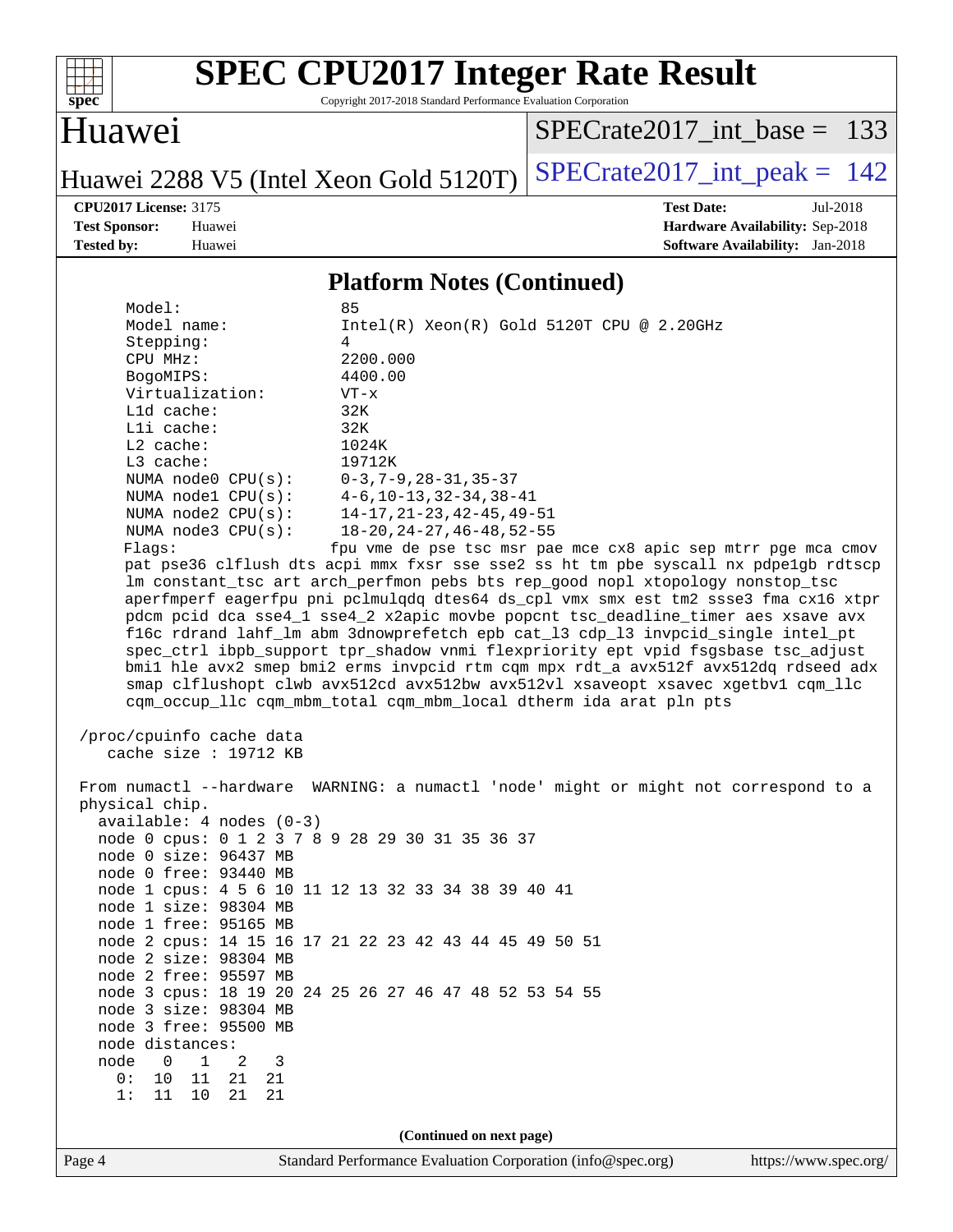## Platform Notes (Continued)

```
      Model:                 85
      Model name:            Intel(R) Xeon(R) Gold 5120T CPU @ 2.20GHz
      Stepping:              4
      CPU MHz:               2200.000
      BogoMIPS:              4400.00
      Virtualization:        VT-x
      L1d cache:             32K
      L1i cache:             32K
      L2 cache:              1024K
      L3 cache:              19712K
      NUMA node0 CPU(s):     0-3,7-9,28-31,35-37
      NUMA node1 CPU(s):     4-6,10-13,32-34,38-41
      NUMA node2 CPU(s):     14-17,21-23,42-45,49-51
      NUMA node3 CPU(s):     18-20,24-27,46-48,52-55
      Flags:                 fpu vme de pse tsc msr pae mce cx8 apic sep mtrr pge mca cmov
      pat pse36 clflush dts acpi mmx fxsr sse sse2 ss ht tm pbe syscall nx pdpe1gb rdtscp
      lm constant_tsc art arch_perfmon pebs bts rep_good nopl xtopology nonstop_tsc
      aperfmperf eagerfpu pni pclmulqdq dtes64 ds_cpl vmx smx est tm2 ssse3 fma cx16 xtpr
      pdcm pcid dca sse4_1 sse4_2 x2apic movbe popcnt tsc_deadline_timer aes xsave avx
      f16c rdrand lahf_lm abm 3dnowprefetch epb cat_l3 cdp_l3 invpcid_single intel_pt
      spec_ctrl ibpb_support tpr_shadow vnmi flexpriority ept vpid fsgsbase tsc_adjust
      bmi1 hle avx2 smep bmi2 erms invpcid rtm cqm mpx rdt_a avx512f avx512dq rdseed adx
      smap clflushopt clwb avx512cd avx512bw avx512vl xsaveopt xsavec xgetbv1 cqm_llc
      cqm_occup_llc cqm_mbm_total cqm_mbm_local dtherm ida arat pln pts

 /proc/cpuinfo cache data
    cache size : 19712 KB

 From numactl --hardware  WARNING: a numactl 'node' might or might not correspond to a
 physical chip.
   available: 4 nodes (0-3)
   node 0 cpus: 0 1 2 3 7 8 9 28 29 30 31 35 36 37
   node 0 size: 96437 MB
   node 0 free: 93440 MB
   node 1 cpus: 4 5 6 10 11 12 13 32 33 34 38 39 40 41
   node 1 size: 98304 MB
   node 1 free: 95165 MB
   node 2 cpus: 14 15 16 17 21 22 23 42 43 44 45 49 50 51
   node 2 size: 98304 MB
   node 2 free: 95597 MB
   node 3 cpus: 18 19 20 24 25 26 27 46 47 48 52 53 54 55
   node 3 size: 98304 MB
   node 3 free: 95500 MB
   node distances:
   node   0   1   2   3
     0:  10  11  21  21
     1:  11  10  21  21
```

**(Continued on next page)**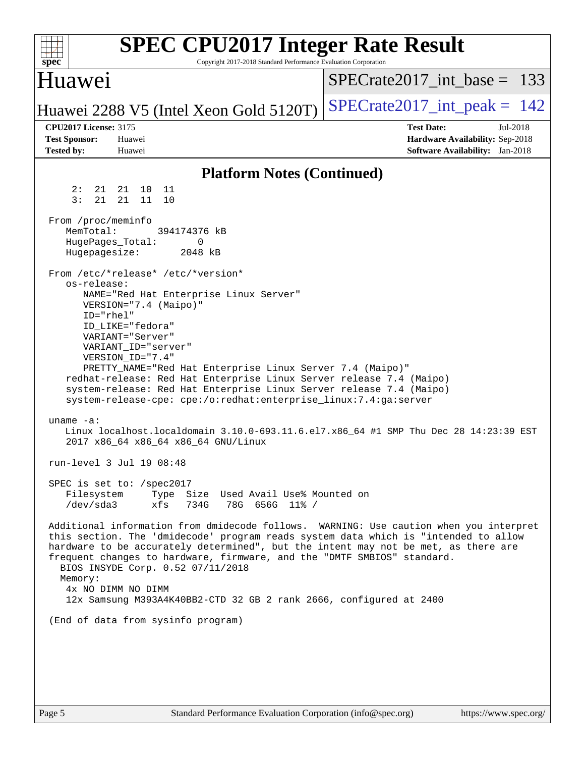# SPEC CPU2017 Integer Rate Result

Copyright 2017-2018 Standard Performance Evaluation Corporation

## Huawei

Huawei 2288 V5 (Intel Xeon Gold 5120T)

SPECrate2017_int_base = 133

SPECrate2017_int_peak = 142

**CPU2017 License:** 3175
**Test Sponsor:** Huawei
**Tested by:** Huawei

**Test Date:** Jul-2018
**Hardware Availability:** Sep-2018
**Software Availability:** Jan-2018

### Platform Notes (Continued)

```
     2:  21  21  10  11
     3:  21  21  11  10

 From /proc/meminfo
    MemTotal:       394174376 kB
    HugePages_Total:       0
    Hugepagesize:       2048 kB

 From /etc/*release* /etc/*version*
    os-release:
       NAME="Red Hat Enterprise Linux Server"
       VERSION="7.4 (Maipo)"
       ID="rhel"
       ID_LIKE="fedora"
       VARIANT="Server"
       VARIANT_ID="server"
       VERSION_ID="7.4"
       PRETTY_NAME="Red Hat Enterprise Linux Server 7.4 (Maipo)"
    redhat-release: Red Hat Enterprise Linux Server release 7.4 (Maipo)
    system-release: Red Hat Enterprise Linux Server release 7.4 (Maipo)
    system-release-cpe: cpe:/o:redhat:enterprise_linux:7.4:ga:server

 uname -a:
    Linux localhost.localdomain 3.10.0-693.11.6.el7.x86_64 #1 SMP Thu Dec 28 14:23:39 EST
    2017 x86_64 x86_64 x86_64 GNU/Linux

 run-level 3 Jul 19 08:48

 SPEC is set to: /spec2017
    Filesystem     Type  Size  Used Avail Use% Mounted on
    /dev/sda3      xfs   734G   78G  656G  11% /

 Additional information from dmidecode follows.  WARNING: Use caution when you interpret
 this section. The 'dmidecode' program reads system data which is "intended to allow
 hardware to be accurately determined", but the intent may not be met, as there are
 frequent changes to hardware, firmware, and the "DMTF SMBIOS" standard.
   BIOS INSYDE Corp. 0.52 07/11/2018
   Memory:
    4x NO DIMM NO DIMM
    12x Samsung M393A4K40BB2-CTD 32 GB 2 rank 2666, configured at 2400

 (End of data from sysinfo program)
```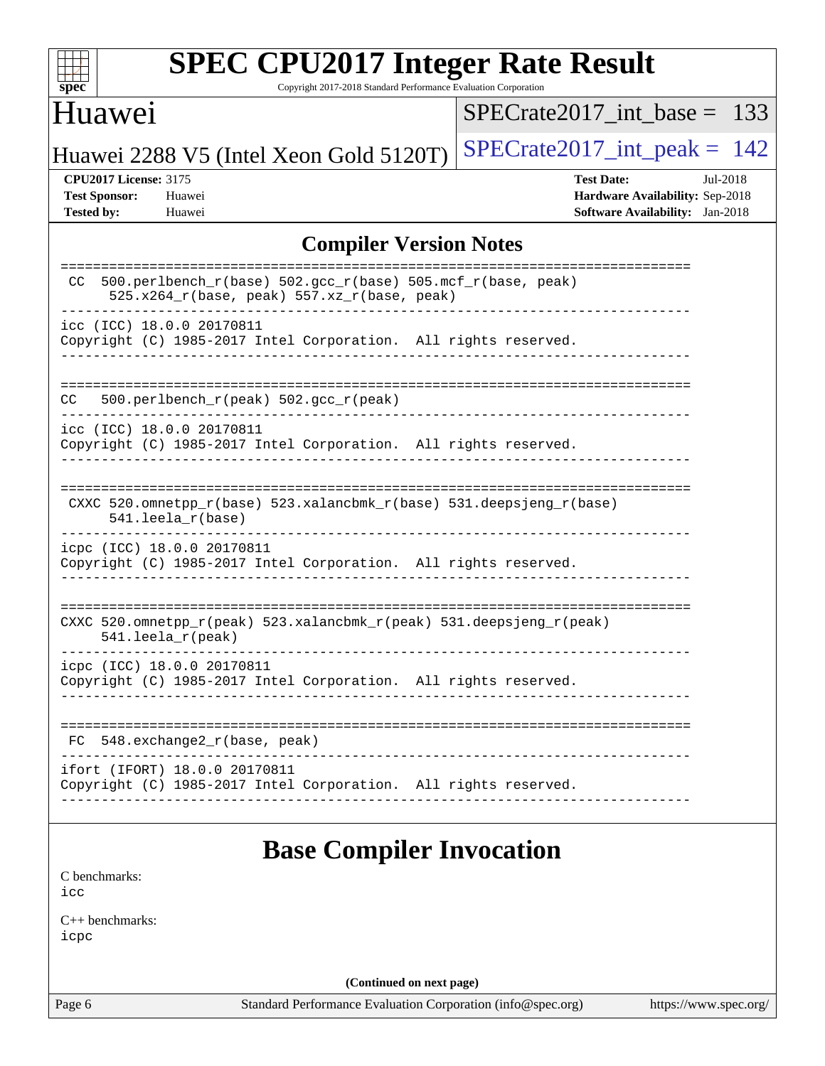## Compiler Version Notes

```
==============================================================================
 CC  500.perlbench_r(base) 502.gcc_r(base) 505.mcf_r(base, peak)
      525.x264_r(base, peak) 557.xz_r(base, peak)
------------------------------------------------------------------------------
icc (ICC) 18.0.0 20170811
Copyright (C) 1985-2017 Intel Corporation.  All rights reserved.
------------------------------------------------------------------------------

==============================================================================
CC   500.perlbench_r(peak) 502.gcc_r(peak)
------------------------------------------------------------------------------
icc (ICC) 18.0.0 20170811
Copyright (C) 1985-2017 Intel Corporation.  All rights reserved.
------------------------------------------------------------------------------

==============================================================================
 CXXC 520.omnetpp_r(base) 523.xalancbmk_r(base) 531.deepsjeng_r(base)
      541.leela_r(base)
------------------------------------------------------------------------------
icpc (ICC) 18.0.0 20170811
Copyright (C) 1985-2017 Intel Corporation.  All rights reserved.
------------------------------------------------------------------------------

==============================================================================
CXXC 520.omnetpp_r(peak) 523.xalancbmk_r(peak) 531.deepsjeng_r(peak)
     541.leela_r(peak)
------------------------------------------------------------------------------
icpc (ICC) 18.0.0 20170811
Copyright (C) 1985-2017 Intel Corporation.  All rights reserved.
------------------------------------------------------------------------------

==============================================================================
 FC  548.exchange2_r(base, peak)
------------------------------------------------------------------------------
ifort (IFORT) 18.0.0 20170811
Copyright (C) 1985-2017 Intel Corporation.  All rights reserved.
------------------------------------------------------------------------------
```

## Base Compiler Invocation

C benchmarks:
icc

C++ benchmarks:
icpc

(Continued on next page)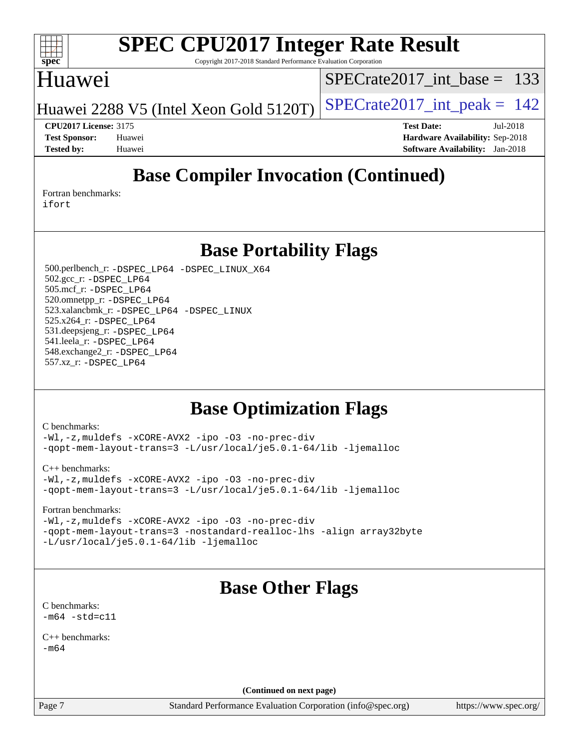## Base Compiler Invocation (Continued)

Fortran benchmarks:
ifort

## Base Portability Flags

500.perlbench_r: -DSPEC_LP64 -DSPEC_LINUX_X64
502.gcc_r: -DSPEC_LP64
505.mcf_r: -DSPEC_LP64
520.omnetpp_r: -DSPEC_LP64
523.xalancbmk_r: -DSPEC_LP64 -DSPEC_LINUX
525.x264_r: -DSPEC_LP64
531.deepsjeng_r: -DSPEC_LP64
541.leela_r: -DSPEC_LP64
548.exchange2_r: -DSPEC_LP64
557.xz_r: -DSPEC_LP64

## Base Optimization Flags

C benchmarks:
-Wl,-z,muldefs -xCORE-AVX2 -ipo -O3 -no-prec-div
-qopt-mem-layout-trans=3 -L/usr/local/je5.0.1-64/lib -ljemalloc

C++ benchmarks:
-Wl,-z,muldefs -xCORE-AVX2 -ipo -O3 -no-prec-div
-qopt-mem-layout-trans=3 -L/usr/local/je5.0.1-64/lib -ljemalloc

Fortran benchmarks:
-Wl,-z,muldefs -xCORE-AVX2 -ipo -O3 -no-prec-div
-qopt-mem-layout-trans=3 -nostandard-realloc-lhs -align array32byte
-L/usr/local/je5.0.1-64/lib -ljemalloc

## Base Other Flags

C benchmarks:
-m64 -std=c11

C++ benchmarks:
-m64

(Continued on next page)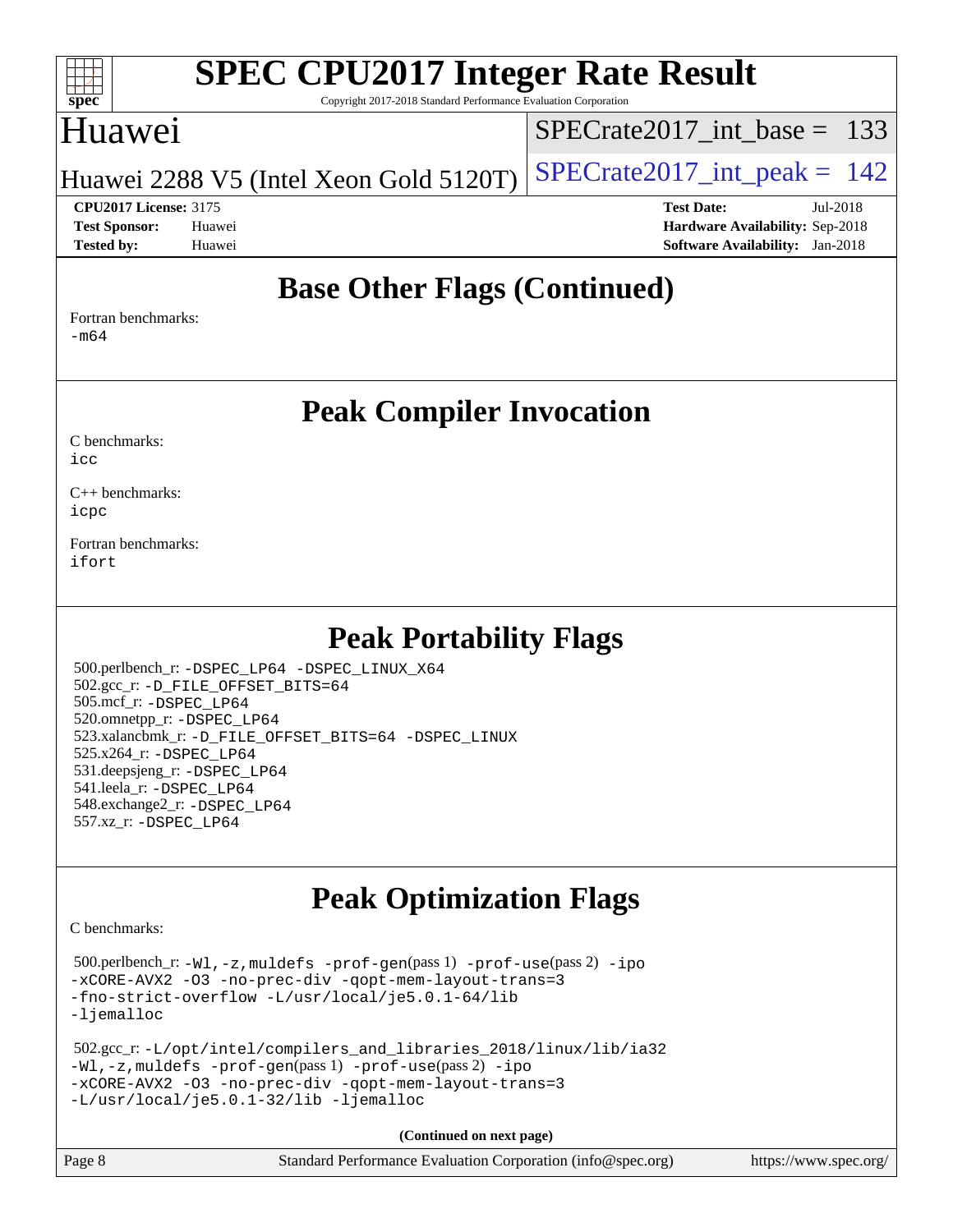## Base Other Flags (Continued)

Fortran benchmarks:
-m64

## Peak Compiler Invocation

C benchmarks:
icc

C++ benchmarks:
icpc

Fortran benchmarks:
ifort

## Peak Portability Flags

500.perlbench_r: -DSPEC_LP64 -DSPEC_LINUX_X64
502.gcc_r: -D_FILE_OFFSET_BITS=64
505.mcf_r: -DSPEC_LP64
520.omnetpp_r: -DSPEC_LP64
523.xalancbmk_r: -D_FILE_OFFSET_BITS=64 -DSPEC_LINUX
525.x264_r: -DSPEC_LP64
531.deepsjeng_r: -DSPEC_LP64
541.leela_r: -DSPEC_LP64
548.exchange2_r: -DSPEC_LP64
557.xz_r: -DSPEC_LP64

## Peak Optimization Flags

C benchmarks:

500.perlbench_r: -Wl,-z,muldefs -prof-gen(pass 1) -prof-use(pass 2) -ipo -xCORE-AVX2 -O3 -no-prec-div -qopt-mem-layout-trans=3 -fno-strict-overflow -L/usr/local/je5.0.1-64/lib -ljemalloc

502.gcc_r: -L/opt/intel/compilers_and_libraries_2018/linux/lib/ia32 -Wl,-z,muldefs -prof-gen(pass 1) -prof-use(pass 2) -ipo -xCORE-AVX2 -O3 -no-prec-div -qopt-mem-layout-trans=3 -L/usr/local/je5.0.1-32/lib -ljemalloc

(Continued on next page)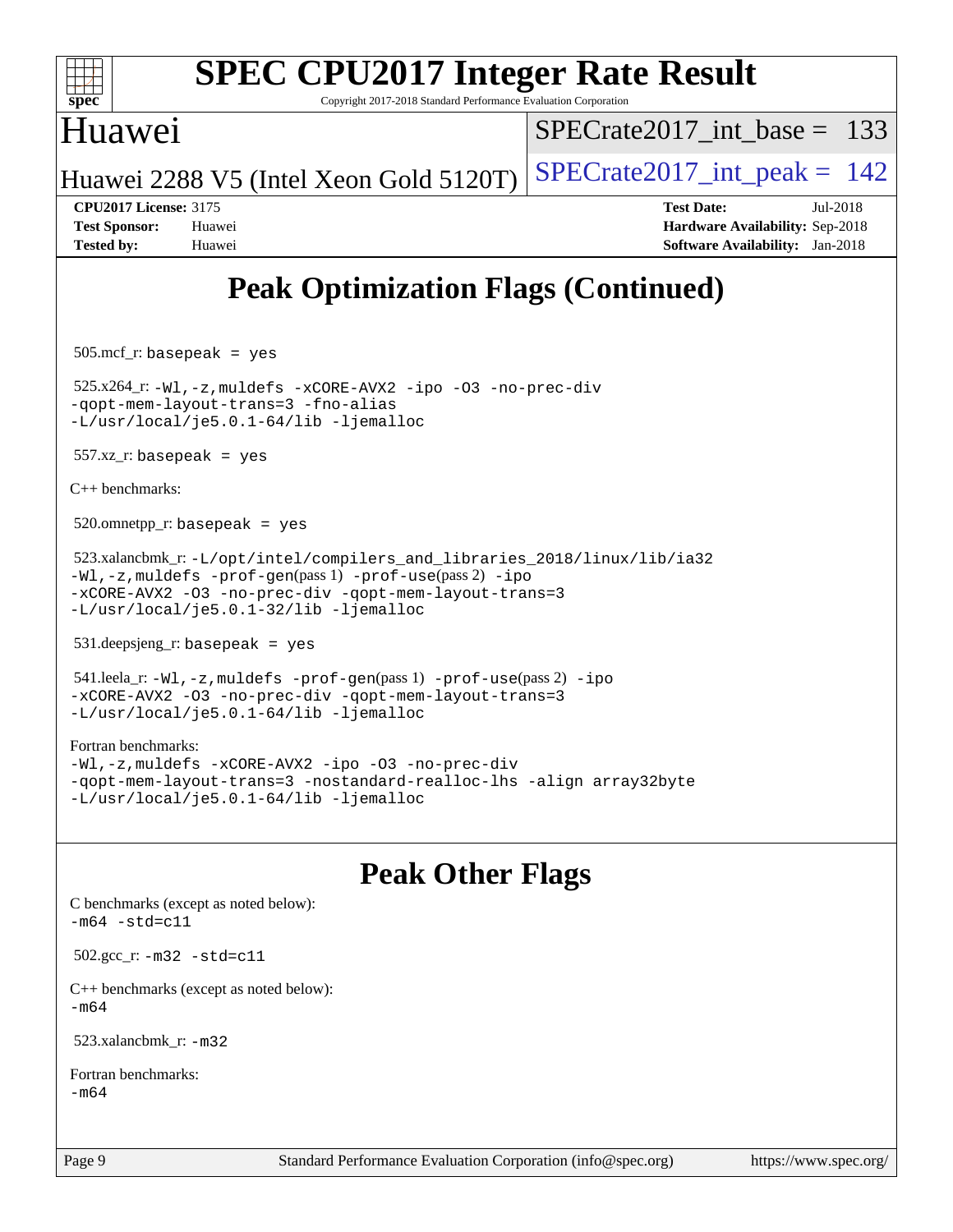# Peak Optimization Flags (Continued)

505.mcf_r: basepeak = yes

525.x264_r: -Wl,-z,muldefs -xCORE-AVX2 -ipo -O3 -no-prec-div -qopt-mem-layout-trans=3 -fno-alias -L/usr/local/je5.0.1-64/lib -ljemalloc

557.xz_r: basepeak = yes

C++ benchmarks:

520.omnetpp_r: basepeak = yes

523.xalancbmk_r: -L/opt/intel/compilers_and_libraries_2018/linux/lib/ia32 -Wl,-z,muldefs -prof-gen(pass 1) -prof-use(pass 2) -ipo -xCORE-AVX2 -O3 -no-prec-div -qopt-mem-layout-trans=3 -L/usr/local/je5.0.1-32/lib -ljemalloc

531.deepsjeng_r: basepeak = yes

541.leela_r: -Wl,-z,muldefs -prof-gen(pass 1) -prof-use(pass 2) -ipo -xCORE-AVX2 -O3 -no-prec-div -qopt-mem-layout-trans=3 -L/usr/local/je5.0.1-64/lib -ljemalloc

Fortran benchmarks:
-Wl,-z,muldefs -xCORE-AVX2 -ipo -O3 -no-prec-div -qopt-mem-layout-trans=3 -nostandard-realloc-lhs -align array32byte -L/usr/local/je5.0.1-64/lib -ljemalloc

# Peak Other Flags

C benchmarks (except as noted below):
-m64 -std=c11

502.gcc_r: -m32 -std=c11

C++ benchmarks (except as noted below):
-m64

523.xalancbmk_r: -m32

Fortran benchmarks:
-m64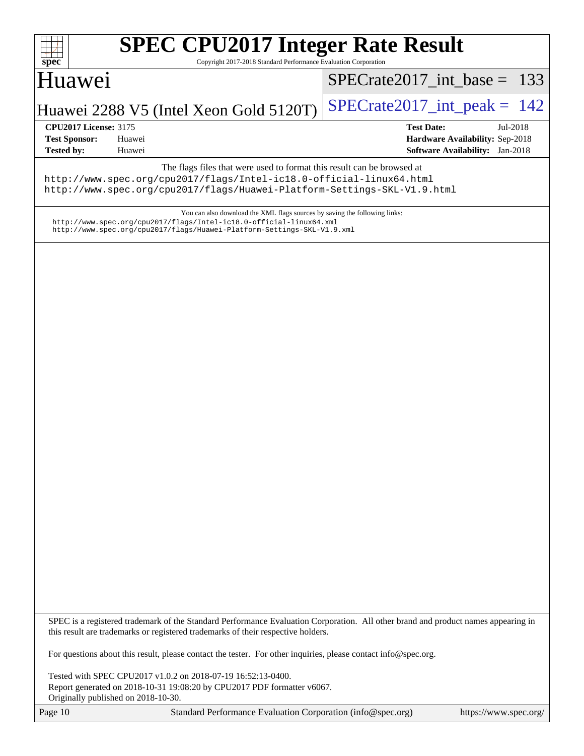The flags files that were used to format this result can be browsed at

http://www.spec.org/cpu2017/flags/Intel-ic18.0-official-linux64.html
http://www.spec.org/cpu2017/flags/Huawei-Platform-Settings-SKL-V1.9.html

You can also download the XML flags sources by saving the following links:

http://www.spec.org/cpu2017/flags/Intel-ic18.0-official-linux64.xml
http://www.spec.org/cpu2017/flags/Huawei-Platform-Settings-SKL-V1.9.xml

SPEC is a registered trademark of the Standard Performance Evaluation Corporation. All other brand and product names appearing in this result are trademarks or registered trademarks of their respective holders.

For questions about this result, please contact the tester. For other inquiries, please contact info@spec.org.

Tested with SPEC CPU2017 v1.0.2 on 2018-07-19 16:52:13-0400.
Report generated on 2018-10-31 19:08:20 by CPU2017 PDF formatter v6067.
Originally published on 2018-10-30.